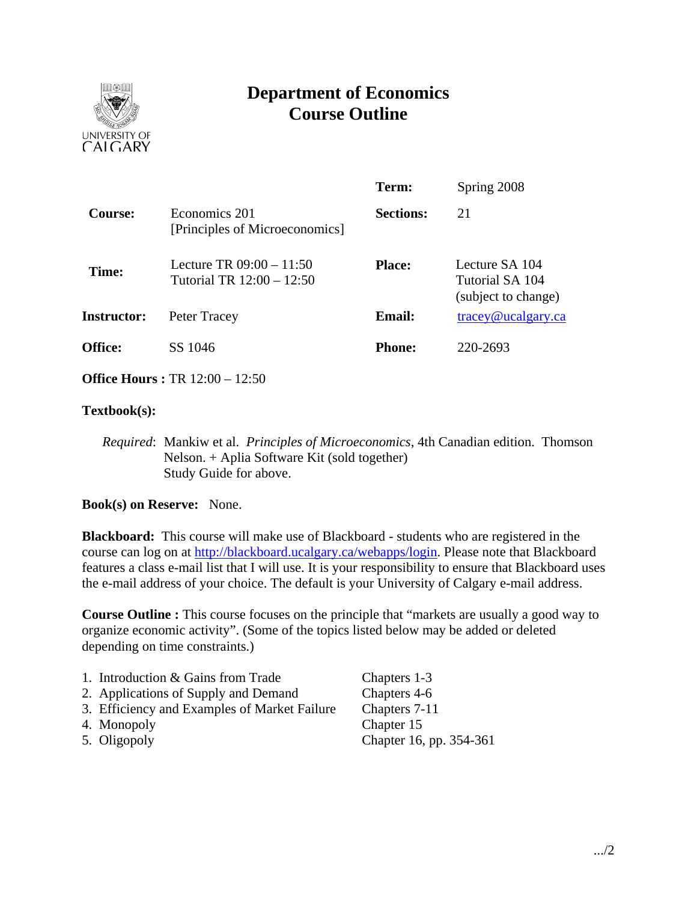# Department of Economics
# Course Outline

| | | | |
|---|---|---|---|
| | | **Term:** | Spring 2008 |
| **Course:** | Economics 201 [Principles of Microeconomics] | **Sections:** | 21 |
| **Time:** | Lecture TR 09:00 – 11:50<br>Tutorial TR 12:00 – 12:50 | **Place:** | Lecture SA 104<br>Tutorial SA 104<br>(subject to change) |
| **Instructor:** | Peter Tracey | **Email:** | tracey@ucalgary.ca |
| **Office:** | SS 1046 | **Phone:** | 220-2693 |

**Office Hours :** TR 12:00 – 12:50

**Textbook(s):**

*Required*: Mankiw et al. *Principles of Microeconomics*, 4th Canadian edition. Thomson Nelson. + Aplia Software Kit (sold together)
Study Guide for above.

**Book(s) on Reserve:** None.

**Blackboard:** This course will make use of Blackboard - students who are registered in the course can log on at http://blackboard.ucalgary.ca/webapps/login. Please note that Blackboard features a class e-mail list that I will use. It is your responsibility to ensure that Blackboard uses the e-mail address of your choice. The default is your University of Calgary e-mail address.

**Course Outline :** This course focuses on the principle that "markets are usually a good way to organize economic activity". (Some of the topics listed below may be added or deleted depending on time constraints.)

| Topic | Chapters |
|---|---|
| 1. Introduction & Gains from Trade | Chapters 1-3 |
| 2. Applications of Supply and Demand | Chapters 4-6 |
| 3. Efficiency and Examples of Market Failure | Chapters 7-11 |
| 4. Monopoly | Chapter 15 |
| 5. Oligopoly | Chapter 16, pp. 354-361 |

.../2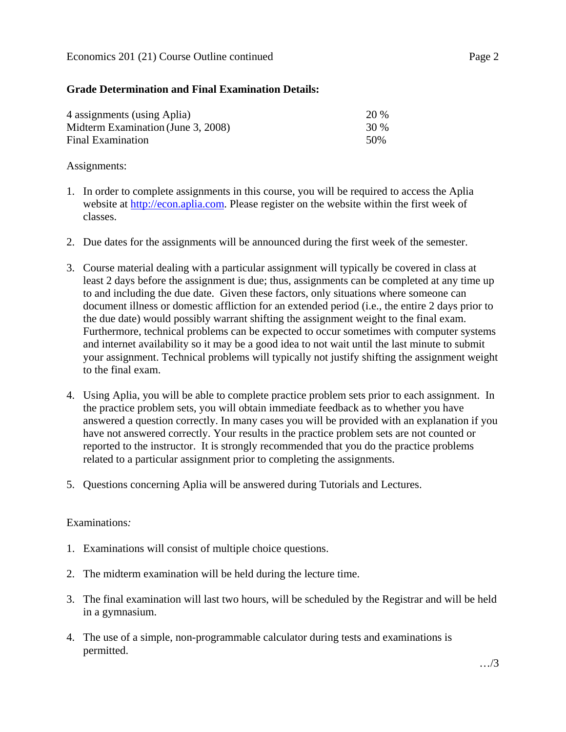## Grade Determination and Final Examination Details:

| | |
|---|---|
| 4 assignments (using Aplia) | 20 % |
| Midterm Examination (June 3, 2008) | 30 % |
| Final Examination | 50% |

Assignments:

1. In order to complete assignments in this course, you will be required to access the Aplia website at http://econ.aplia.com. Please register on the website within the first week of classes.

2. Due dates for the assignments will be announced during the first week of the semester.

3. Course material dealing with a particular assignment will typically be covered in class at least 2 days before the assignment is due; thus, assignments can be completed at any time up to and including the due date. Given these factors, only situations where someone can document illness or domestic affliction for an extended period (i.e., the entire 2 days prior to the due date) would possibly warrant shifting the assignment weight to the final exam. Furthermore, technical problems can be expected to occur sometimes with computer systems and internet availability so it may be a good idea to not wait until the last minute to submit your assignment. Technical problems will typically not justify shifting the assignment weight to the final exam.

4. Using Aplia, you will be able to complete practice problem sets prior to each assignment. In the practice problem sets, you will obtain immediate feedback as to whether you have answered a question correctly. In many cases you will be provided with an explanation if you have not answered correctly. Your results in the practice problem sets are not counted or reported to the instructor. It is strongly recommended that you do the practice problems related to a particular assignment prior to completing the assignments.

5. Questions concerning Aplia will be answered during Tutorials and Lectures.

Examinations*:*

1. Examinations will consist of multiple choice questions.

2. The midterm examination will be held during the lecture time.

3. The final examination will last two hours, will be scheduled by the Registrar and will be held in a gymnasium.

4. The use of a simple, non-programmable calculator during tests and examinations is permitted.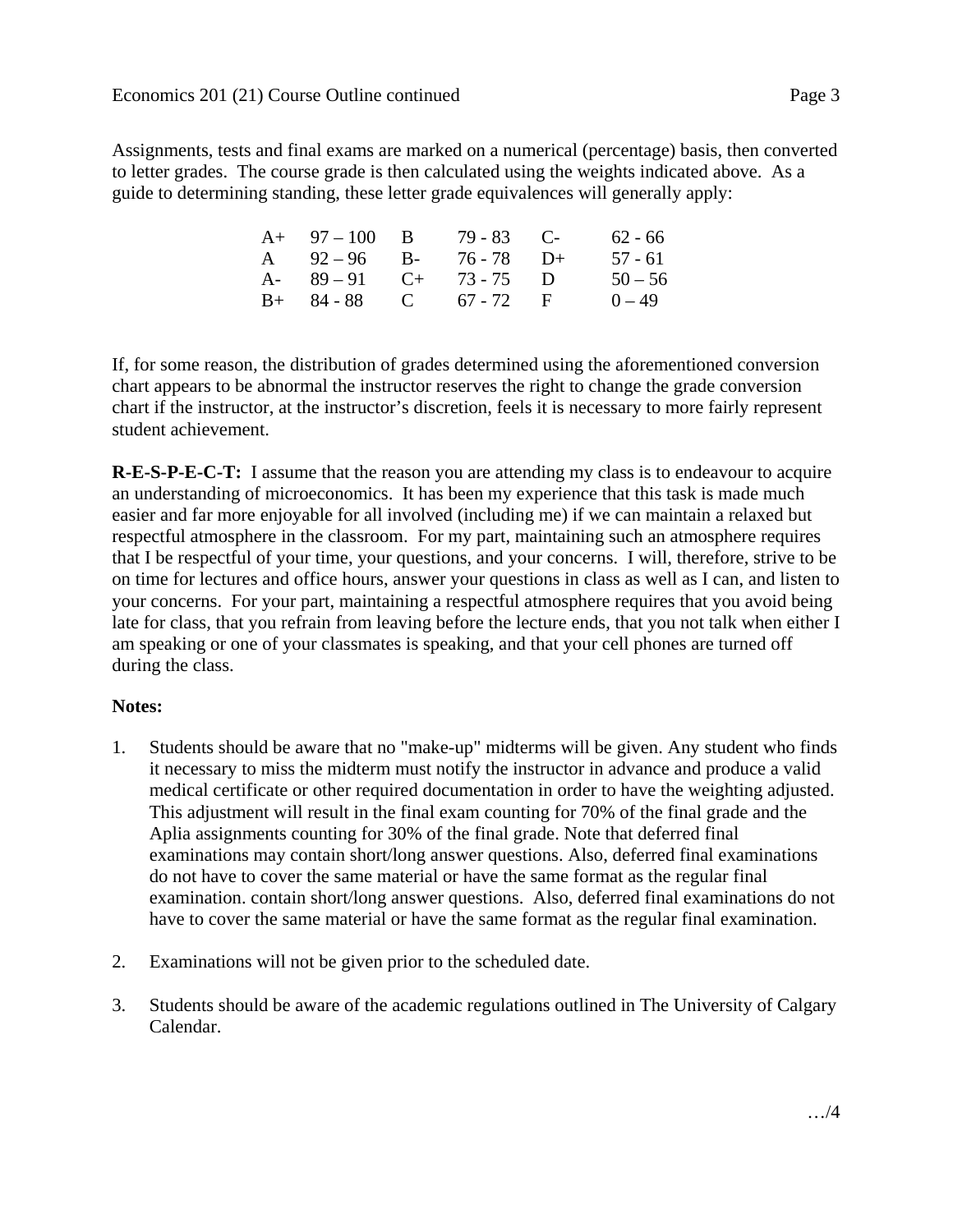Assignments, tests and final exams are marked on a numerical (percentage) basis, then converted to letter grades. The course grade is then calculated using the weights indicated above. As a guide to determining standing, these letter grade equivalences will generally apply:

| | | | | | |
|---|---|---|---|---|---|
| A+ | 97 – 100 | B | 79 - 83 | C- | 62 - 66 |
| A | 92 – 96 | B- | 76 - 78 | D+ | 57 - 61 |
| A- | 89 – 91 | C+ | 73 - 75 | D | 50 – 56 |
| B+ | 84 - 88 | C | 67 - 72 | F | 0 – 49 |

If, for some reason, the distribution of grades determined using the aforementioned conversion chart appears to be abnormal the instructor reserves the right to change the grade conversion chart if the instructor, at the instructor's discretion, feels it is necessary to more fairly represent student achievement.

**R-E-S-P-E-C-T:** I assume that the reason you are attending my class is to endeavour to acquire an understanding of microeconomics. It has been my experience that this task is made much easier and far more enjoyable for all involved (including me) if we can maintain a relaxed but respectful atmosphere in the classroom. For my part, maintaining such an atmosphere requires that I be respectful of your time, your questions, and your concerns. I will, therefore, strive to be on time for lectures and office hours, answer your questions in class as well as I can, and listen to your concerns. For your part, maintaining a respectful atmosphere requires that you avoid being late for class, that you refrain from leaving before the lecture ends, that you not talk when either I am speaking or one of your classmates is speaking, and that your cell phones are turned off during the class.

**Notes:**

1. Students should be aware that no "make-up" midterms will be given. Any student who finds it necessary to miss the midterm must notify the instructor in advance and produce a valid medical certificate or other required documentation in order to have the weighting adjusted. This adjustment will result in the final exam counting for 70% of the final grade and the Aplia assignments counting for 30% of the final grade. Note that deferred final examinations may contain short/long answer questions. Also, deferred final examinations do not have to cover the same material or have the same format as the regular final examination. contain short/long answer questions. Also, deferred final examinations do not have to cover the same material or have the same format as the regular final examination.

2. Examinations will not be given prior to the scheduled date.

3. Students should be aware of the academic regulations outlined in The University of Calgary Calendar.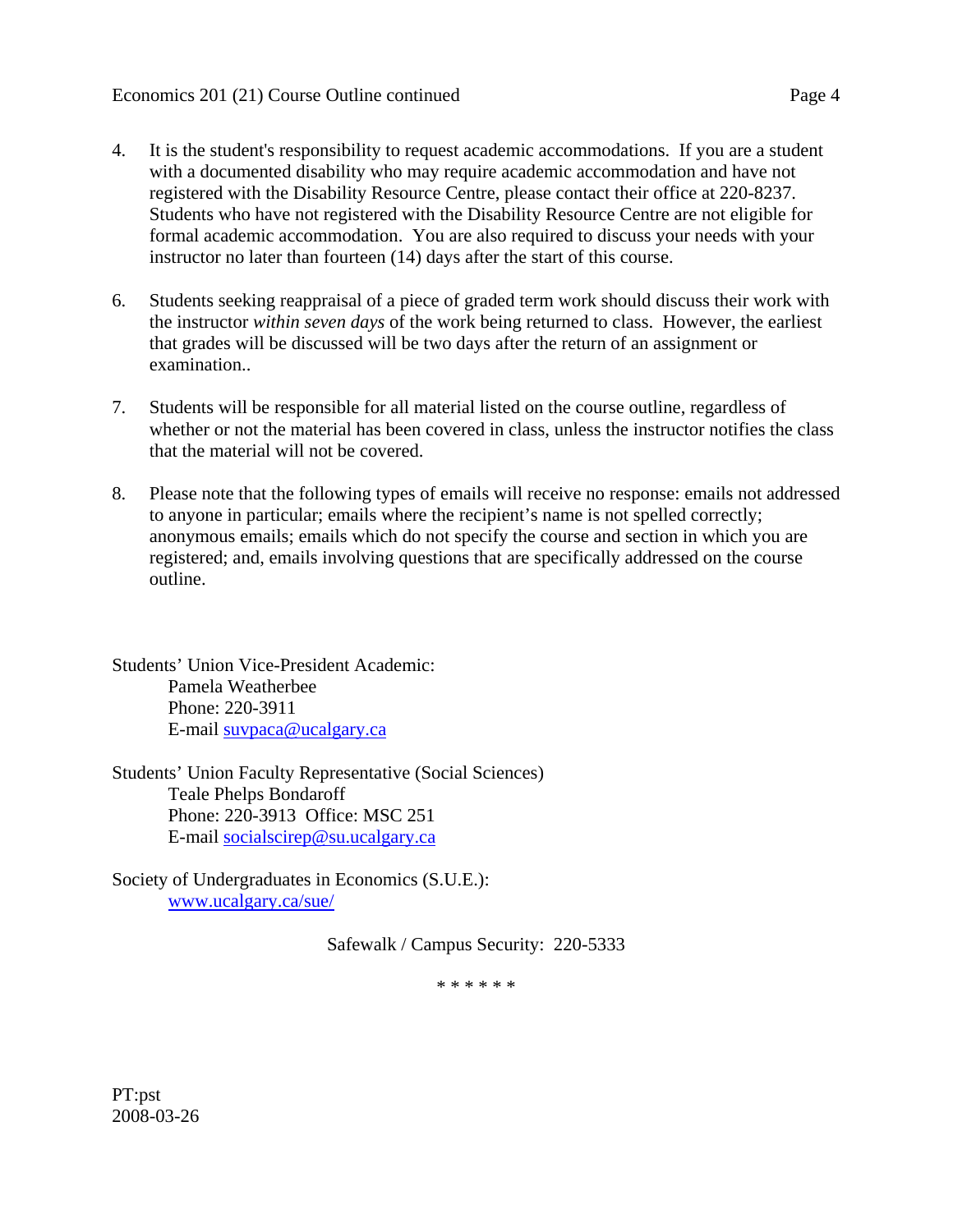4. It is the student's responsibility to request academic accommodations. If you are a student with a documented disability who may require academic accommodation and have not registered with the Disability Resource Centre, please contact their office at 220-8237. Students who have not registered with the Disability Resource Centre are not eligible for formal academic accommodation. You are also required to discuss your needs with your instructor no later than fourteen (14) days after the start of this course.

6. Students seeking reappraisal of a piece of graded term work should discuss their work with the instructor *within seven days* of the work being returned to class. However, the earliest that grades will be discussed will be two days after the return of an assignment or examination..

7. Students will be responsible for all material listed on the course outline, regardless of whether or not the material has been covered in class, unless the instructor notifies the class that the material will not be covered.

8. Please note that the following types of emails will receive no response: emails not addressed to anyone in particular; emails where the recipient's name is not spelled correctly; anonymous emails; emails which do not specify the course and section in which you are registered; and, emails involving questions that are specifically addressed on the course outline.

Students' Union Vice-President Academic:
Pamela Weatherbee
Phone: 220-3911
E-mail suvpaca@ucalgary.ca

Students' Union Faculty Representative (Social Sciences)
Teale Phelps Bondaroff
Phone: 220-3913 Office: MSC 251
E-mail socialscirep@su.ucalgary.ca

Society of Undergraduates in Economics (S.U.E.):
www.ucalgary.ca/sue/

Safewalk / Campus Security: 220-5333

* * * * * *

PT:pst
2008-03-26